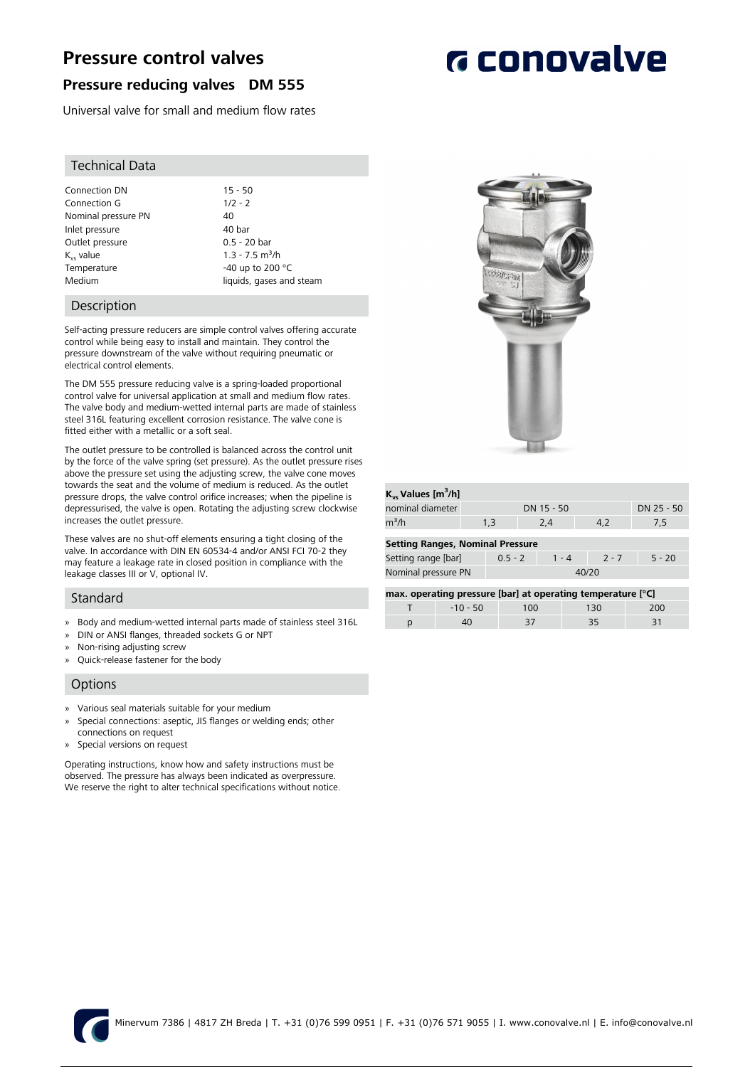# Pressure control valves

## Pressure reducing valves DM 555

Universal valve for small and medium flow rates

### Technical Data

| | |
|---|---|
| Connection DN | 15 - 50 |
| Connection G | 1/2 - 2 |
| Nominal pressure PN | 40 |
| Inlet pressure | 40 bar |
| Outlet pressure | 0.5 - 20 bar |
| $K_{vs}$ value | 1.3 - 7.5 $m^3/h$ |
| Temperature | -40 up to 200 °C |
| Medium | liquids, gases and steam |

### Description

Self-acting pressure reducers are simple control valves offering accurate control while being easy to install and maintain. They control the pressure downstream of the valve without requiring pneumatic or electrical control elements.

The DM 555 pressure reducing valve is a spring-loaded proportional control valve for universal application at small and medium flow rates. The valve body and medium-wetted internal parts are made of stainless steel 316L featuring excellent corrosion resistance. The valve cone is fitted either with a metallic or a soft seal.

The outlet pressure to be controlled is balanced across the control unit by the force of the valve spring (set pressure). As the outlet pressure rises above the pressure set using the adjusting screw, the valve cone moves towards the seat and the volume of medium is reduced. As the outlet pressure drops, the valve control orifice increases; when the pipeline is depressurised, the valve is open. Rotating the adjusting screw clockwise increases the outlet pressure.

These valves are no shut-off elements ensuring a tight closing of the valve. In accordance with DIN EN 60534-4 and/or ANSI FCI 70-2 they may feature a leakage rate in closed position in compliance with the leakage classes III or V, optional IV.

### Standard

- Body and medium-wetted internal parts made of stainless steel 316L
- DIN or ANSI flanges, threaded sockets G or NPT
- Non-rising adjusting screw
- Quick-release fastener for the body

### Options

- Various seal materials suitable for your medium
- Special connections: aseptic, JIS flanges or welding ends; other connections on request
- Special versions on request

Operating instructions, know how and safety instructions must be observed. The pressure has always been indicated as overpressure. We reserve the right to alter technical specifications without notice.

**$K_{vs}$ Values [$m^3/h$]**

| nominal diameter | DN 15 - 50 | | | DN 25 - 50 |
|---|---|---|---|---|
| $m^3/h$ | 1,3 | 2,4 | 4,2 | 7,5 |

**Setting Ranges, Nominal Pressure**

| Setting range [bar] | 0.5 - 2 | 1 - 4 | 2 - 7 | 5 - 20 |
|---|---|---|---|---|
| Nominal pressure PN | 40/20 | | | |

**max. operating pressure [bar] at operating temperature [°C]**

| T | -10 - 50 | 100 | 130 | 200 |
|---|---|---|---|---|
| p | 40 | 37 | 35 | 31 |

Minervum 7386 | 4817 ZH Breda | T. +31 (0)76 599 0951 | F. +31 (0)76 571 9055 | I. www.conovalve.nl | E. info@conovalve.nl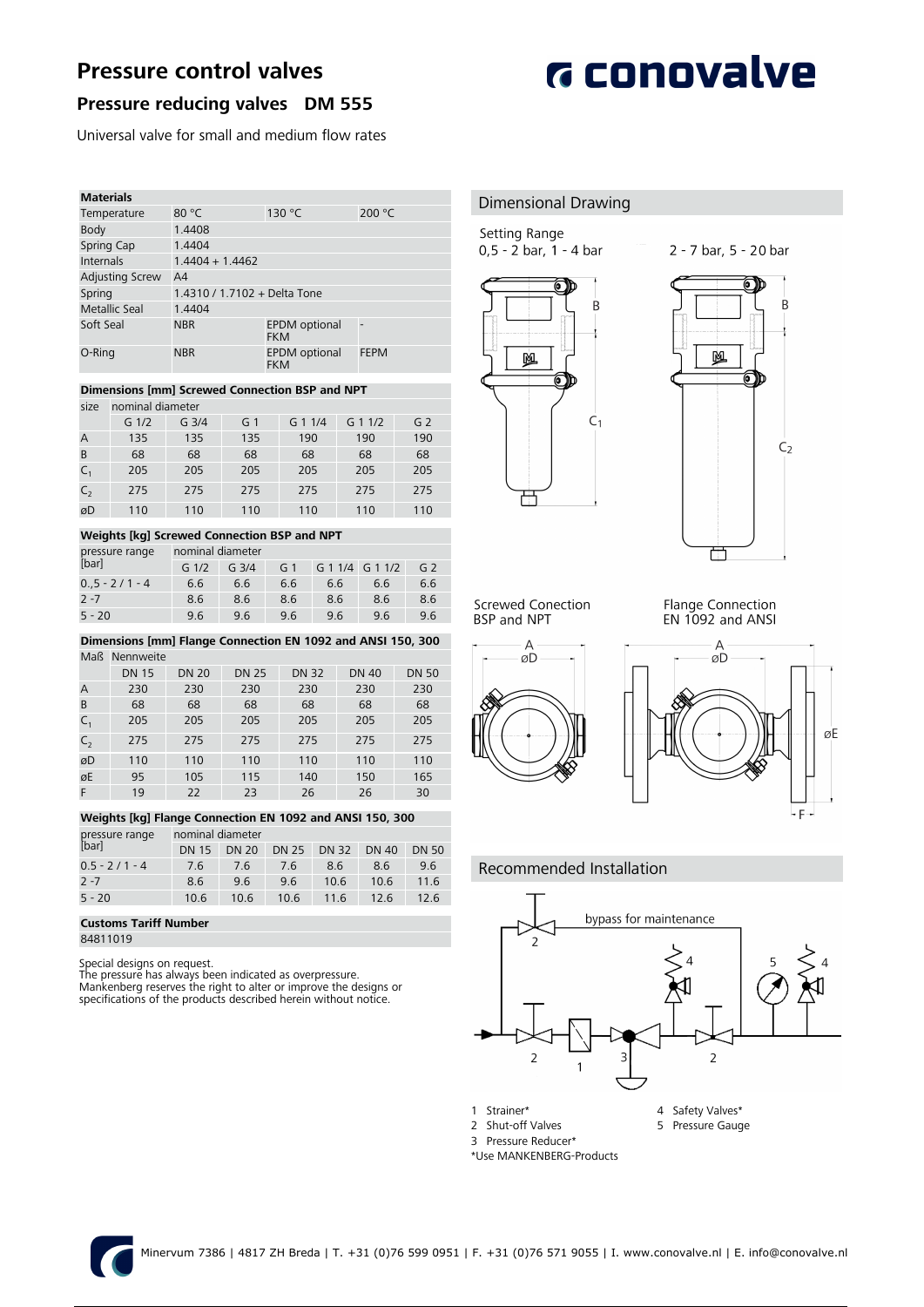# Pressure control valves

## Pressure reducing valves DM 555

Universal valve for small and medium flow rates

| Materials | | | |
|---|---|---|---|
| Temperature | 80 °C | 130 °C | 200 °C |
| Body | 1.4408 | | |
| Spring Cap | 1.4404 | | |
| Internals | 1.4404 + 1.4462 | | |
| Adjusting Screw | A4 | | |
| Spring | 1.4310 / 1.7102 + Delta Tone | | |
| Metallic Seal | 1.4404 | | |
| Soft Seal | NBR | EPDM optional FKM | - |
| O-Ring | NBR | EPDM optional FKM | FEPM |

**Dimensions [mm] Screwed Connection BSP and NPT**

| size | nominal diameter | | | | | |
|---|---|---|---|---|---|---|
| | G 1/2 | G 3/4 | G 1 | G 1 1/4 | G 1 1/2 | G 2 |
| A | 135 | 135 | 135 | 190 | 190 | 190 |
| B | 68 | 68 | 68 | 68 | 68 | 68 |
| $C_1$ | 205 | 205 | 205 | 205 | 205 | 205 |
| $C_2$ | 275 | 275 | 275 | 275 | 275 | 275 |
| øD | 110 | 110 | 110 | 110 | 110 | 110 |

**Weights [kg] Screwed Connection BSP and NPT**

| pressure range [bar] | nominal diameter | | | | | |
|---|---|---|---|---|---|---|
| | G 1/2 | G 3/4 | G 1 | G 1 1/4 | G 1 1/2 | G 2 |
| 0,,5 - 2 / 1 - 4 | 6.6 | 6.6 | 6.6 | 6.6 | 6.6 | 6.6 |
| 2 -7 | 8.6 | 8.6 | 8.6 | 8.6 | 8.6 | 8.6 |
| 5 - 20 | 9.6 | 9.6 | 9.6 | 9.6 | 9.6 | 9.6 |

**Dimensions [mm] Flange Connection EN 1092 and ANSI 150, 300**

| Maß | Nennweite | | | | | |
|---|---|---|---|---|---|---|
| | DN 15 | DN 20 | DN 25 | DN 32 | DN 40 | DN 50 |
| A | 230 | 230 | 230 | 230 | 230 | 230 |
| B | 68 | 68 | 68 | 68 | 68 | 68 |
| $C_1$ | 205 | 205 | 205 | 205 | 205 | 205 |
| $C_2$ | 275 | 275 | 275 | 275 | 275 | 275 |
| øD | 110 | 110 | 110 | 110 | 110 | 110 |
| øE | 95 | 105 | 115 | 140 | 150 | 165 |
| F | 19 | 22 | 23 | 26 | 26 | 30 |

**Weights [kg] Flange Connection EN 1092 and ANSI 150, 300**

| pressure range [bar] | nominal diameter | | | | | |
|---|---|---|---|---|---|---|
| | DN 15 | DN 20 | DN 25 | DN 32 | DN 40 | DN 50 |
| 0.5 - 2 / 1 - 4 | 7.6 | 7.6 | 7.6 | 8.6 | 8.6 | 9.6 |
| 2 -7 | 8.6 | 9.6 | 9.6 | 10.6 | 10.6 | 11.6 |
| 5 - 20 | 10.6 | 10.6 | 10.6 | 11.6 | 12.6 | 12.6 |

**Customs Tariff Number**

84811019

Special designs on request.
The pressure has always been indicated as overpressure.
Mankenberg reserves the right to alter or improve the designs or specifications of the products described herein without notice.

## Dimensional Drawing

Setting Range
0,5 - 2 bar, 1 - 4 bar

2 - 7 bar, 5 - 20 bar

Screwed Conection
BSP and NPT

Flange Connection
EN 1092 and ANSI

## Recommended Installation

bypass for maintenance

1 Strainer*
2 Shut-off Valves
3 Pressure Reducer*
4 Safety Valves*
5 Pressure Gauge

*Use MANKENBERG-Products

Minervum 7386 | 4817 ZH Breda | T. +31 (0)76 599 0951 | F. +31 (0)76 571 9055 | I. www.conovalve.nl | E. info@conovalve.nl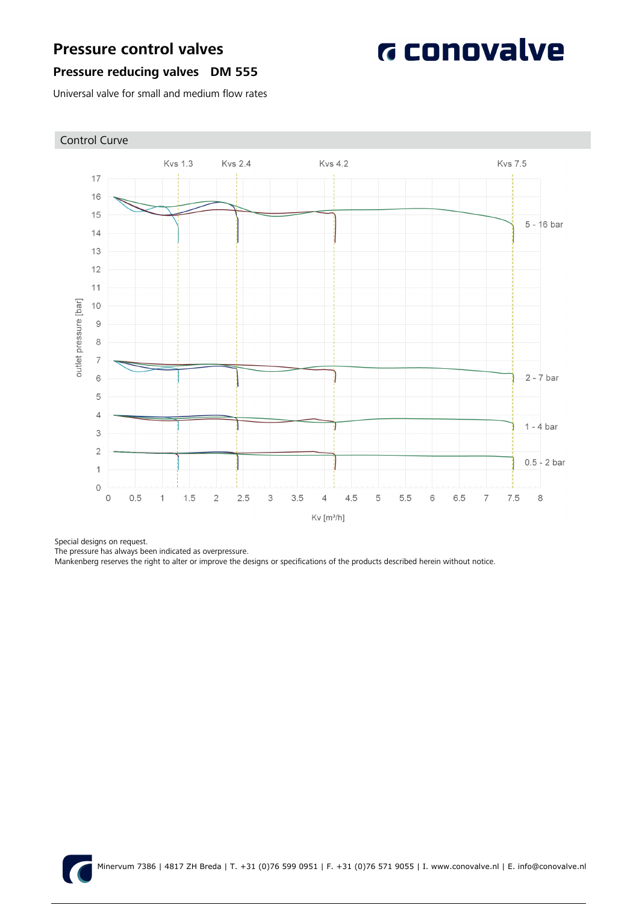# Pressure control valves

## Pressure reducing valves DM 555

Universal valve for small and medium flow rates

### Control Curve

Kvs 1.3
Kvs 2.4
Kvs 4.2
Kvs 7.5

outlet pressure [bar]

17
16
15
14
13
12
11
10
9
8
7
6
5
4
3
2
1
0

5 - 16 bar
2 - 7 bar
1 - 4 bar
0.5 - 2 bar

0 0.5 1 1.5 2 2.5 3 3.5 4 4.5 5 5.5 6 6.5 7 7.5 8

Kv [m³/h]

Special designs on request.
The pressure has always been indicated as overpressure.
Mankenberg reserves the right to alter or improve the designs or specifications of the products described herein without notice.

Minervum 7386 | 4817 ZH Breda | T. +31 (0)76 599 0951 | F. +31 (0)76 571 9055 | I. www.conovalve.nl | E. info@conovalve.nl